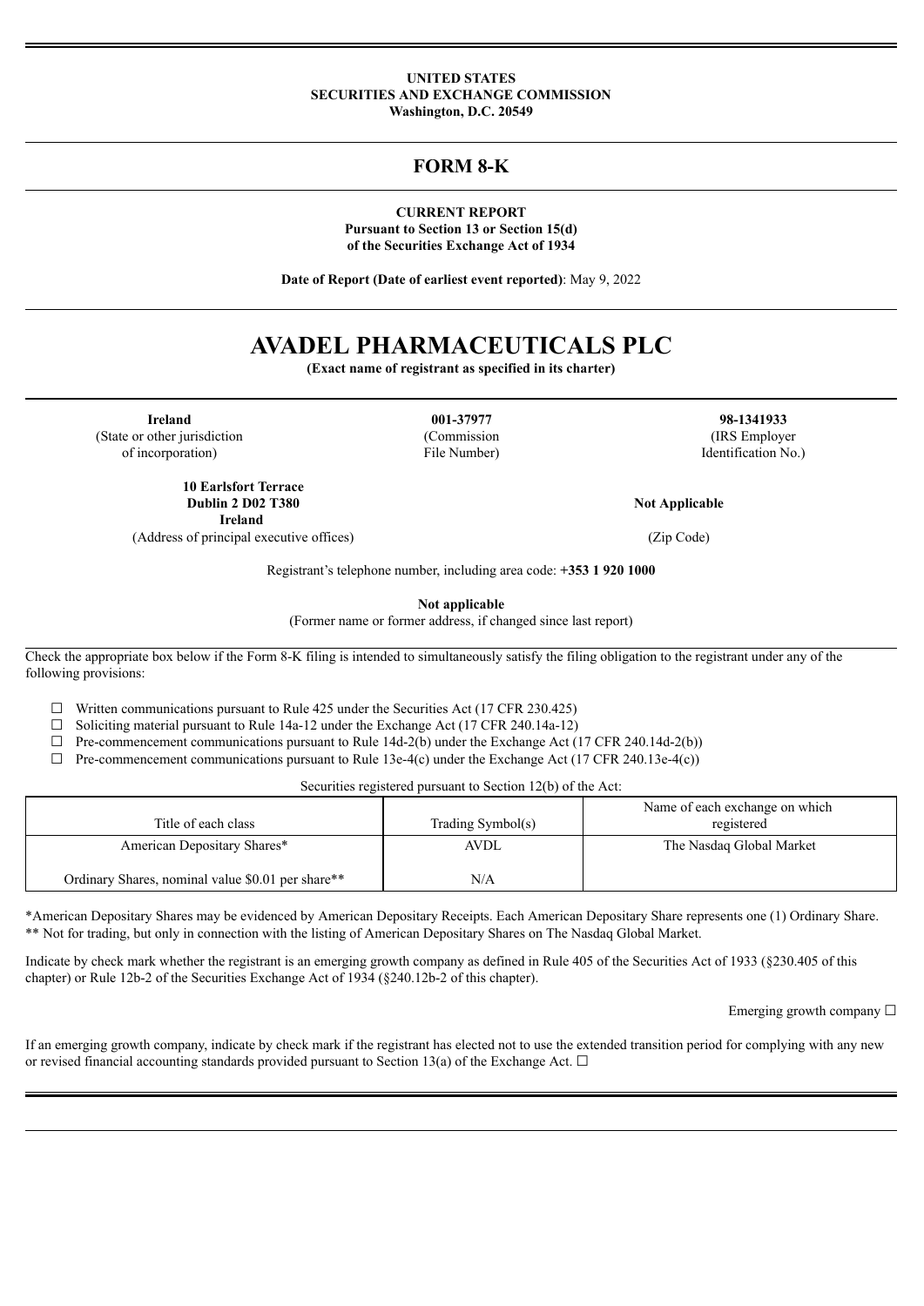**UNITED STATES**
**SECURITIES AND EXCHANGE COMMISSION**
**Washington, D.C. 20549**

# FORM 8-K

**CURRENT REPORT**
**Pursuant to Section 13 or Section 15(d)**
**of the Securities Exchange Act of 1934**

**Date of Report (Date of earliest event reported)**: May 9, 2022

# AVADEL PHARMACEUTICALS PLC

**(Exact name of registrant as specified in its charter)**

| **Ireland** | **001-37977** | **98-1341933** |
|---|---|---|
| (State or other jurisdiction of incorporation) | (Commission File Number) | (IRS Employer Identification No.) |

| **10 Earlsfort Terrace Dublin 2 D02 T380 Ireland** | **Not Applicable** |
|---|---|
| (Address of principal executive offices) | (Zip Code) |

Registrant's telephone number, including area code: **+353 1 920 1000**

**Not applicable**
(Former name or former address, if changed since last report)

Check the appropriate box below if the Form 8-K filing is intended to simultaneously satisfy the filing obligation to the registrant under any of the following provisions:

☐ Written communications pursuant to Rule 425 under the Securities Act (17 CFR 230.425)
☐ Soliciting material pursuant to Rule 14a-12 under the Exchange Act (17 CFR 240.14a-12)
☐ Pre-commencement communications pursuant to Rule 14d-2(b) under the Exchange Act (17 CFR 240.14d-2(b))
☐ Pre-commencement communications pursuant to Rule 13e-4(c) under the Exchange Act (17 CFR 240.13e-4(c))

Securities registered pursuant to Section 12(b) of the Act:

| Title of each class | Trading Symbol(s) | Name of each exchange on which registered |
|---|---|---|
| American Depositary Shares* | AVDL | The Nasdaq Global Market |
| Ordinary Shares, nominal value $0.01 per share** | N/A | |

*American Depositary Shares may be evidenced by American Depositary Receipts. Each American Depositary Share represents one (1) Ordinary Share.
** Not for trading, but only in connection with the listing of American Depositary Shares on The Nasdaq Global Market.

Indicate by check mark whether the registrant is an emerging growth company as defined in Rule 405 of the Securities Act of 1933 (§230.405 of this chapter) or Rule 12b-2 of the Securities Exchange Act of 1934 (§240.12b-2 of this chapter).

Emerging growth company ☐

If an emerging growth company, indicate by check mark if the registrant has elected not to use the extended transition period for complying with any new or revised financial accounting standards provided pursuant to Section 13(a) of the Exchange Act. ☐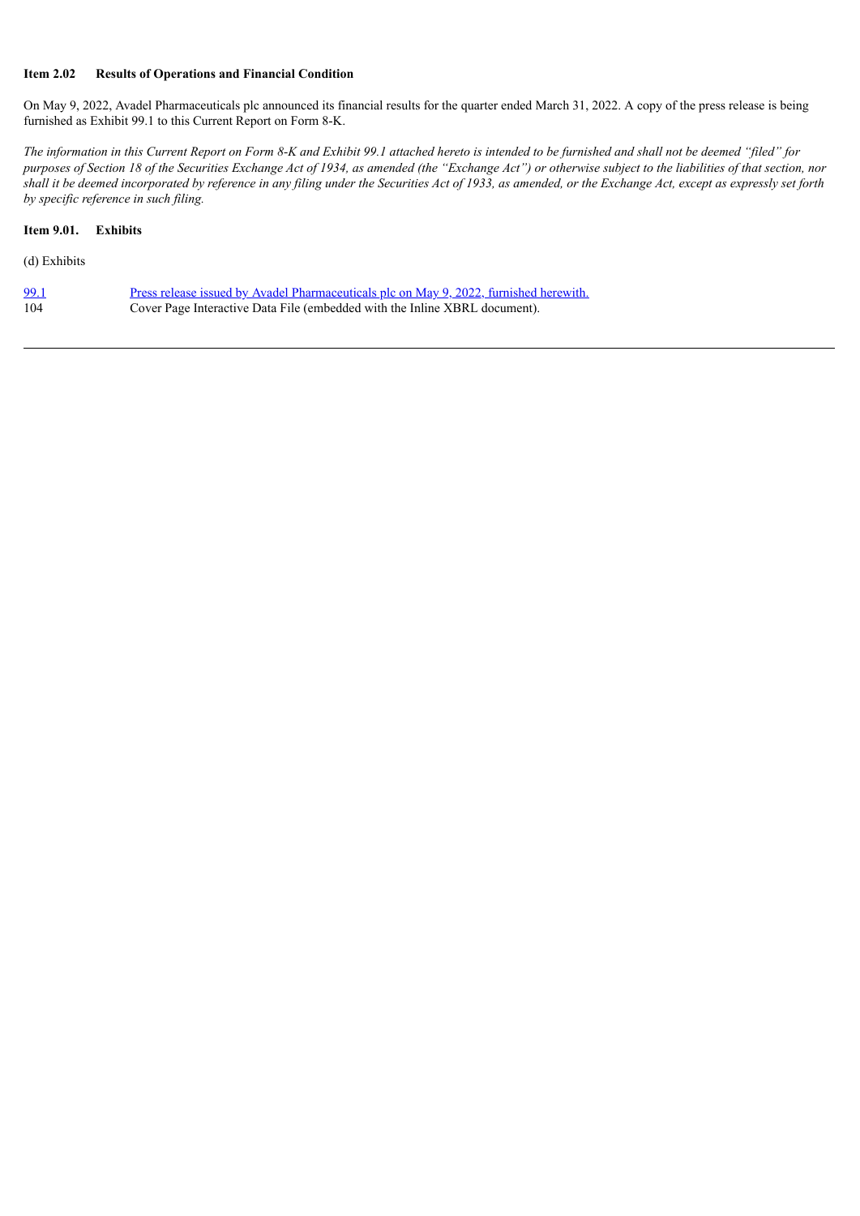**Item 2.02 Results of Operations and Financial Condition**

On May 9, 2022, Avadel Pharmaceuticals plc announced its financial results for the quarter ended March 31, 2022. A copy of the press release is being furnished as Exhibit 99.1 to this Current Report on Form 8-K.

*The information in this Current Report on Form 8-K and Exhibit 99.1 attached hereto is intended to be furnished and shall not be deemed "filed" for purposes of Section 18 of the Securities Exchange Act of 1934, as amended (the "Exchange Act") or otherwise subject to the liabilities of that section, nor shall it be deemed incorporated by reference in any filing under the Securities Act of 1933, as amended, or the Exchange Act, except as expressly set forth by specific reference in such filing.*

**Item 9.01. Exhibits**

(d) Exhibits

| | |
|---|---|
| 99.1 | Press release issued by Avadel Pharmaceuticals plc on May 9, 2022, furnished herewith. |
| 104 | Cover Page Interactive Data File (embedded with the Inline XBRL document). |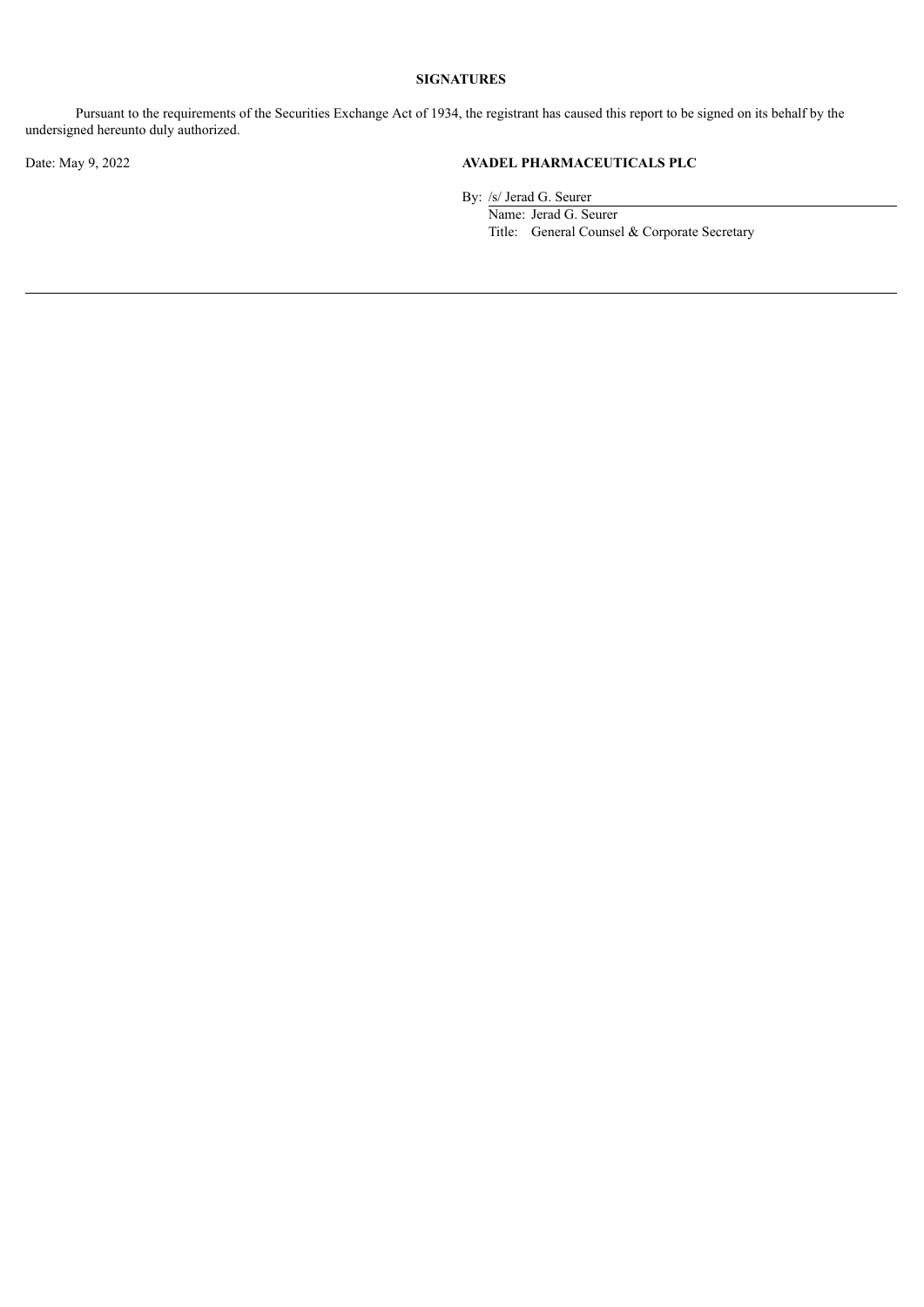**SIGNATURES**

Pursuant to the requirements of the Securities Exchange Act of 1934, the registrant has caused this report to be signed on its behalf by the undersigned hereunto duly authorized.

Date: May 9, 2022

**AVADEL PHARMACEUTICALS PLC**

By: /s/ Jerad G. Seurer

Name: Jerad G. Seurer

Title: General Counsel & Corporate Secretary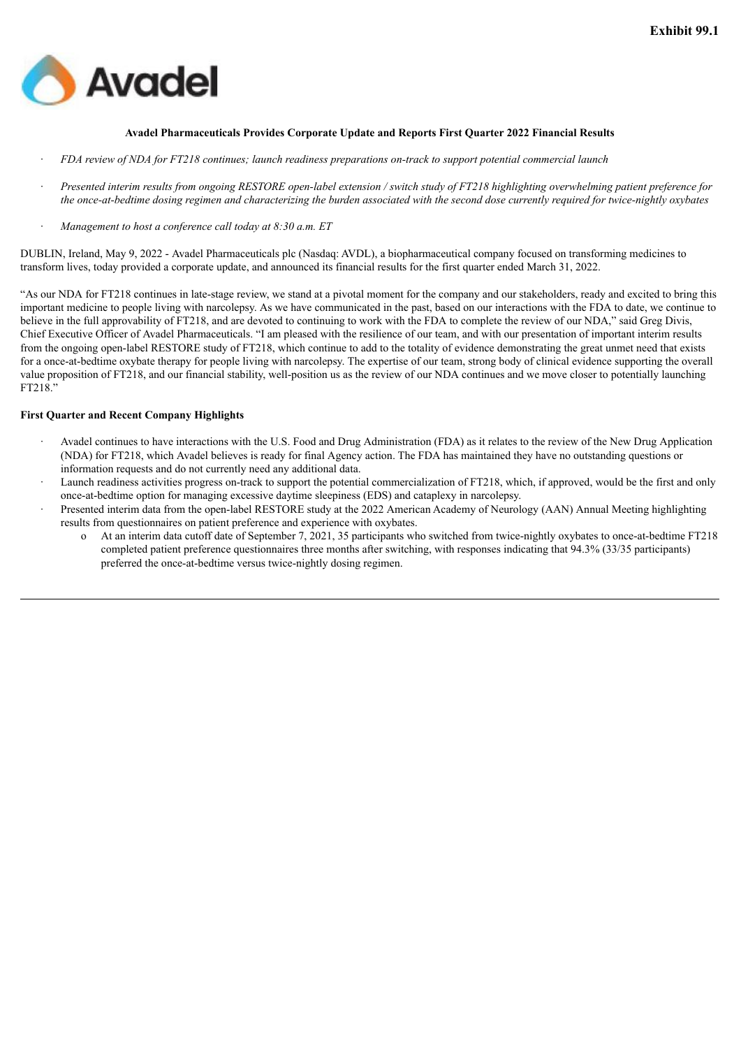**Exhibit 99.1**

**Avadel Pharmaceuticals Provides Corporate Update and Reports First Quarter 2022 Financial Results**

- *FDA review of NDA for FT218 continues; launch readiness preparations on-track to support potential commercial launch*
- *Presented interim results from ongoing RESTORE open-label extension / switch study of FT218 highlighting overwhelming patient preference for the once-at-bedtime dosing regimen and characterizing the burden associated with the second dose currently required for twice-nightly oxybates*
- *Management to host a conference call today at 8:30 a.m. ET*

DUBLIN, Ireland, May 9, 2022 - Avadel Pharmaceuticals plc (Nasdaq: AVDL), a biopharmaceutical company focused on transforming medicines to transform lives, today provided a corporate update, and announced its financial results for the first quarter ended March 31, 2022.

"As our NDA for FT218 continues in late-stage review, we stand at a pivotal moment for the company and our stakeholders, ready and excited to bring this important medicine to people living with narcolepsy. As we have communicated in the past, based on our interactions with the FDA to date, we continue to believe in the full approvability of FT218, and are devoted to continuing to work with the FDA to complete the review of our NDA," said Greg Divis, Chief Executive Officer of Avadel Pharmaceuticals. "I am pleased with the resilience of our team, and with our presentation of important interim results from the ongoing open-label RESTORE study of FT218, which continue to add to the totality of evidence demonstrating the great unmet need that exists for a once-at-bedtime oxybate therapy for people living with narcolepsy. The expertise of our team, strong body of clinical evidence supporting the overall value proposition of FT218, and our financial stability, well-position us as the review of our NDA continues and we move closer to potentially launching FT218."

**First Quarter and Recent Company Highlights**

- Avadel continues to have interactions with the U.S. Food and Drug Administration (FDA) as it relates to the review of the New Drug Application (NDA) for FT218, which Avadel believes is ready for final Agency action. The FDA has maintained they have no outstanding questions or information requests and do not currently need any additional data.
- Launch readiness activities progress on-track to support the potential commercialization of FT218, which, if approved, would be the first and only once-at-bedtime option for managing excessive daytime sleepiness (EDS) and cataplexy in narcolepsy.
- Presented interim data from the open-label RESTORE study at the 2022 American Academy of Neurology (AAN) Annual Meeting highlighting results from questionnaires on patient preference and experience with oxybates.
  - At an interim data cutoff date of September 7, 2021, 35 participants who switched from twice-nightly oxybates to once-at-bedtime FT218 completed patient preference questionnaires three months after switching, with responses indicating that 94.3% (33/35 participants) preferred the once-at-bedtime versus twice-nightly dosing regimen.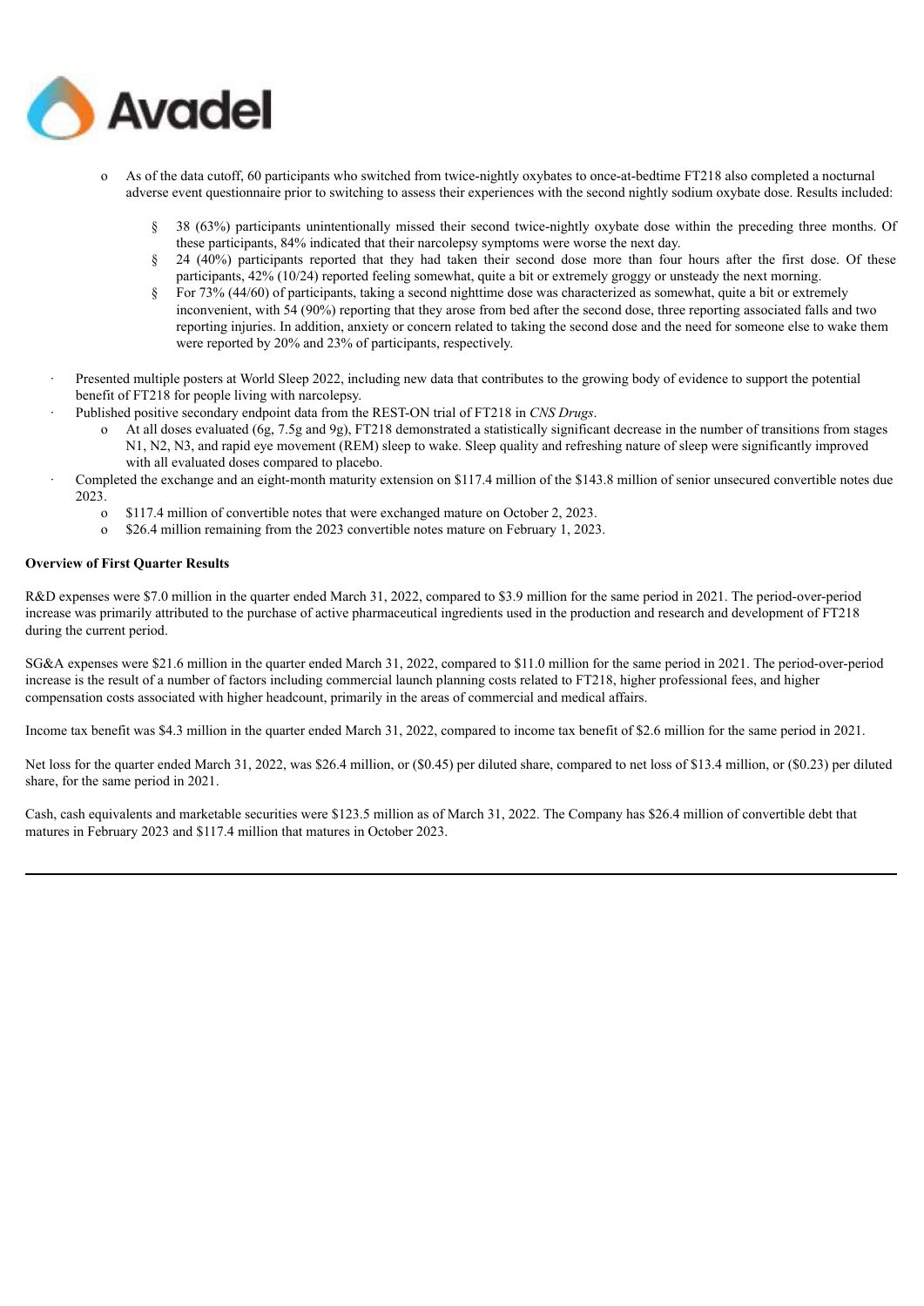- As of the data cutoff, 60 participants who switched from twice-nightly oxybates to once-at-bedtime FT218 also completed a nocturnal adverse event questionnaire prior to switching to assess their experiences with the second nightly sodium oxybate dose. Results included:
  - 38 (63%) participants unintentionally missed their second twice-nightly oxybate dose within the preceding three months. Of these participants, 84% indicated that their narcolepsy symptoms were worse the next day.
  - 24 (40%) participants reported that they had taken their second dose more than four hours after the first dose. Of these participants, 42% (10/24) reported feeling somewhat, quite a bit or extremely groggy or unsteady the next morning.
  - For 73% (44/60) of participants, taking a second nighttime dose was characterized as somewhat, quite a bit or extremely inconvenient, with 54 (90%) reporting that they arose from bed after the second dose, three reporting associated falls and two reporting injuries. In addition, anxiety or concern related to taking the second dose and the need for someone else to wake them were reported by 20% and 23% of participants, respectively.

- Presented multiple posters at World Sleep 2022, including new data that contributes to the growing body of evidence to support the potential benefit of FT218 for people living with narcolepsy.
- Published positive secondary endpoint data from the REST-ON trial of FT218 in *CNS Drugs*.
  - At all doses evaluated (6g, 7.5g and 9g), FT218 demonstrated a statistically significant decrease in the number of transitions from stages N1, N2, N3, and rapid eye movement (REM) sleep to wake. Sleep quality and refreshing nature of sleep were significantly improved with all evaluated doses compared to placebo.
- Completed the exchange and an eight-month maturity extension on $117.4 million of the $143.8 million of senior unsecured convertible notes due 2023.
  - $117.4 million of convertible notes that were exchanged mature on October 2, 2023.
  - $26.4 million remaining from the 2023 convertible notes mature on February 1, 2023.

**Overview of First Quarter Results**

R&D expenses were $7.0 million in the quarter ended March 31, 2022, compared to $3.9 million for the same period in 2021. The period-over-period increase was primarily attributed to the purchase of active pharmaceutical ingredients used in the production and research and development of FT218 during the current period.

SG&A expenses were $21.6 million in the quarter ended March 31, 2022, compared to $11.0 million for the same period in 2021. The period-over-period increase is the result of a number of factors including commercial launch planning costs related to FT218, higher professional fees, and higher compensation costs associated with higher headcount, primarily in the areas of commercial and medical affairs.

Income tax benefit was $4.3 million in the quarter ended March 31, 2022, compared to income tax benefit of $2.6 million for the same period in 2021.

Net loss for the quarter ended March 31, 2022, was $26.4 million, or ($0.45) per diluted share, compared to net loss of $13.4 million, or ($0.23) per diluted share, for the same period in 2021.

Cash, cash equivalents and marketable securities were $123.5 million as of March 31, 2022. The Company has $26.4 million of convertible debt that matures in February 2023 and $117.4 million that matures in October 2023.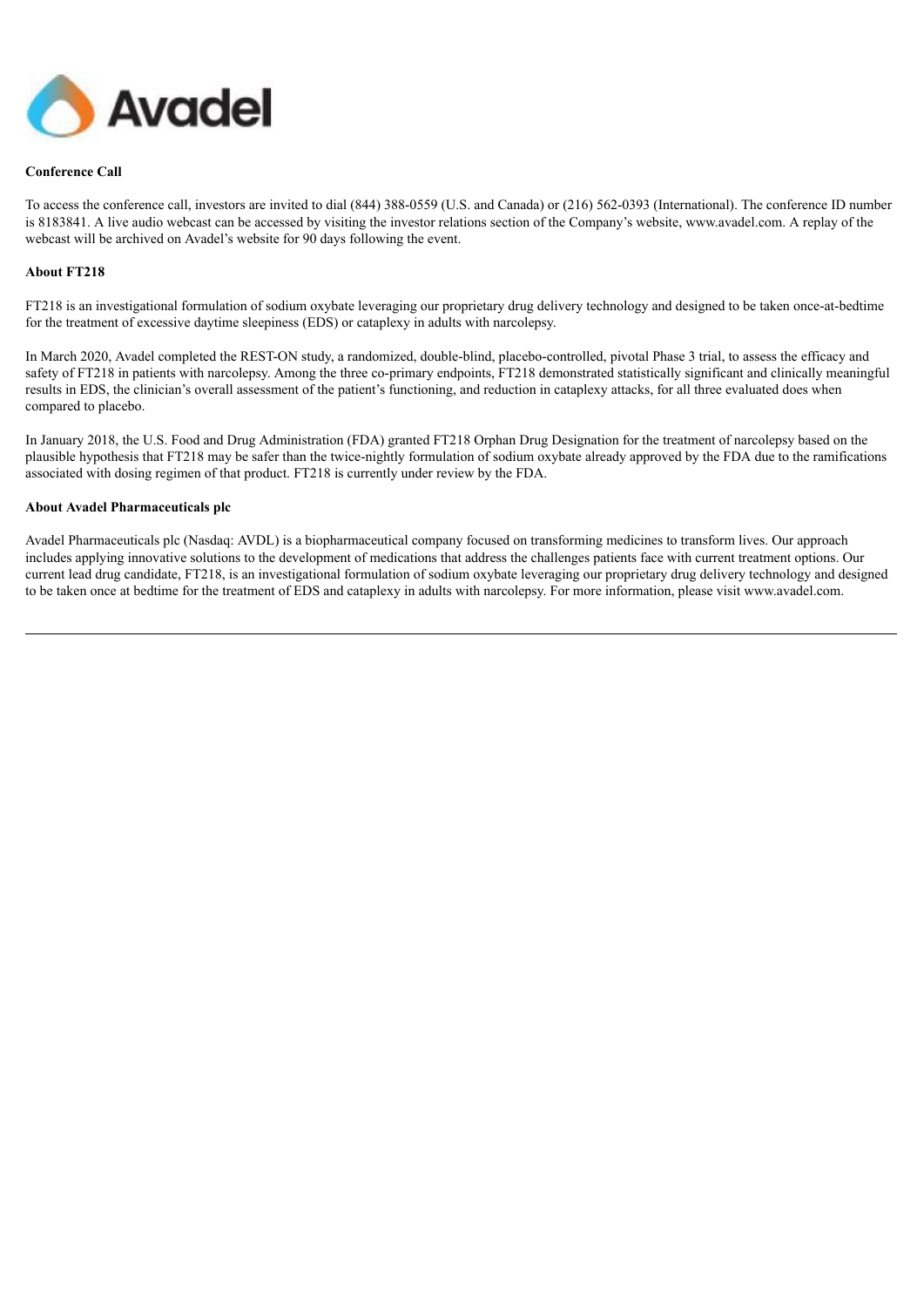**Conference Call**

To access the conference call, investors are invited to dial (844) 388-0559 (U.S. and Canada) or (216) 562-0393 (International). The conference ID number is 8183841. A live audio webcast can be accessed by visiting the investor relations section of the Company's website, www.avadel.com. A replay of the webcast will be archived on Avadel's website for 90 days following the event.

**About FT218**

FT218 is an investigational formulation of sodium oxybate leveraging our proprietary drug delivery technology and designed to be taken once-at-bedtime for the treatment of excessive daytime sleepiness (EDS) or cataplexy in adults with narcolepsy.

In March 2020, Avadel completed the REST-ON study, a randomized, double-blind, placebo-controlled, pivotal Phase 3 trial, to assess the efficacy and safety of FT218 in patients with narcolepsy. Among the three co-primary endpoints, FT218 demonstrated statistically significant and clinically meaningful results in EDS, the clinician's overall assessment of the patient's functioning, and reduction in cataplexy attacks, for all three evaluated does when compared to placebo.

In January 2018, the U.S. Food and Drug Administration (FDA) granted FT218 Orphan Drug Designation for the treatment of narcolepsy based on the plausible hypothesis that FT218 may be safer than the twice-nightly formulation of sodium oxybate already approved by the FDA due to the ramifications associated with dosing regimen of that product. FT218 is currently under review by the FDA.

**About Avadel Pharmaceuticals plc**

Avadel Pharmaceuticals plc (Nasdaq: AVDL) is a biopharmaceutical company focused on transforming medicines to transform lives. Our approach includes applying innovative solutions to the development of medications that address the challenges patients face with current treatment options. Our current lead drug candidate, FT218, is an investigational formulation of sodium oxybate leveraging our proprietary drug delivery technology and designed to be taken once at bedtime for the treatment of EDS and cataplexy in adults with narcolepsy. For more information, please visit www.avadel.com.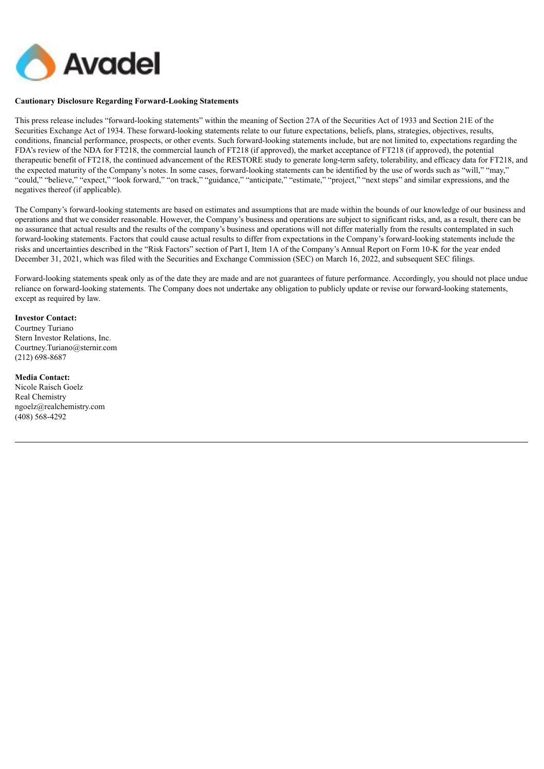**Cautionary Disclosure Regarding Forward-Looking Statements**

This press release includes "forward-looking statements" within the meaning of Section 27A of the Securities Act of 1933 and Section 21E of the Securities Exchange Act of 1934. These forward-looking statements relate to our future expectations, beliefs, plans, strategies, objectives, results, conditions, financial performance, prospects, or other events. Such forward-looking statements include, but are not limited to, expectations regarding the FDA's review of the NDA for FT218, the commercial launch of FT218 (if approved), the market acceptance of FT218 (if approved), the potential therapeutic benefit of FT218, the continued advancement of the RESTORE study to generate long-term safety, tolerability, and efficacy data for FT218, and the expected maturity of the Company's notes. In some cases, forward-looking statements can be identified by the use of words such as "will," "may," "could," "believe," "expect," "look forward," "on track," "guidance," "anticipate," "estimate," "project," "next steps" and similar expressions, and the negatives thereof (if applicable).

The Company's forward-looking statements are based on estimates and assumptions that are made within the bounds of our knowledge of our business and operations and that we consider reasonable. However, the Company's business and operations are subject to significant risks, and, as a result, there can be no assurance that actual results and the results of the company's business and operations will not differ materially from the results contemplated in such forward-looking statements. Factors that could cause actual results to differ from expectations in the Company's forward-looking statements include the risks and uncertainties described in the "Risk Factors" section of Part I, Item 1A of the Company's Annual Report on Form 10-K for the year ended December 31, 2021, which was filed with the Securities and Exchange Commission (SEC) on March 16, 2022, and subsequent SEC filings.

Forward-looking statements speak only as of the date they are made and are not guarantees of future performance. Accordingly, you should not place undue reliance on forward-looking statements. The Company does not undertake any obligation to publicly update or revise our forward-looking statements, except as required by law.

**Investor Contact:**
Courtney Turiano
Stern Investor Relations, Inc.
Courtney.Turiano@sternir.com
(212) 698-8687

**Media Contact:**
Nicole Raisch Goelz
Real Chemistry
ngoelz@realchemistry.com
(408) 568-4292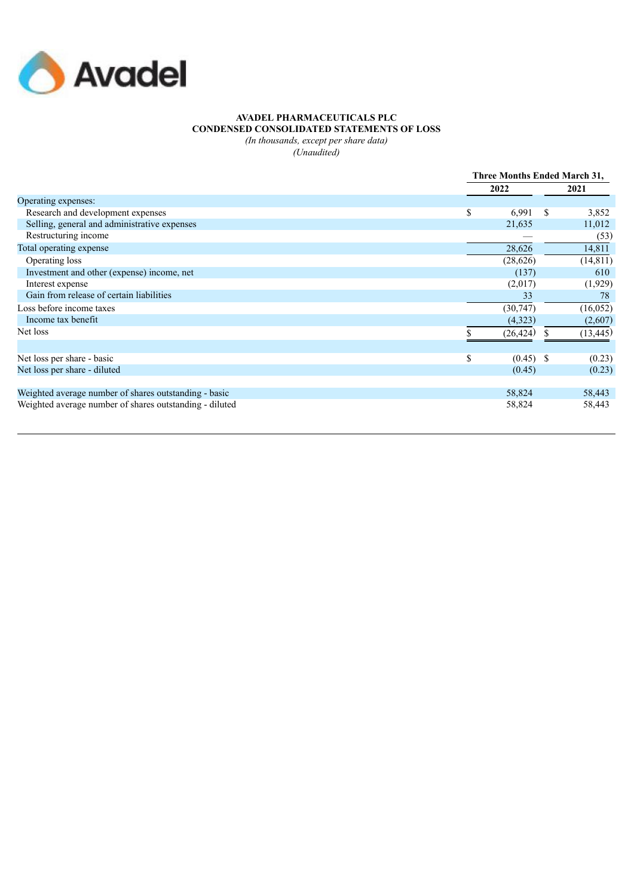**AVADEL PHARMACEUTICALS PLC**
**CONDENSED CONSOLIDATED STATEMENTS OF LOSS**
*(In thousands, except per share data)*
*(Unaudited)*

| | Three Months Ended March 31, | |
|---|---|---|
| | 2022 | 2021 |
| Operating expenses: | | |
| Research and development expenses | $ 6,991 | $ 3,852 |
| Selling, general and administrative expenses | 21,635 | 11,012 |
| Restructuring income | — | (53) |
| Total operating expense | 28,626 | 14,811 |
| Operating loss | (28,626) | (14,811) |
| Investment and other (expense) income, net | (137) | 610 |
| Interest expense | (2,017) | (1,929) |
| Gain from release of certain liabilities | 33 | 78 |
| Loss before income taxes | (30,747) | (16,052) |
| Income tax benefit | (4,323) | (2,607) |
| Net loss | $ (26,424) | $ (13,445) |
| | | |
| Net loss per share - basic | $ (0.45) | $ (0.23) |
| Net loss per share - diluted | (0.45) | (0.23) |
| | | |
| Weighted average number of shares outstanding - basic | 58,824 | 58,443 |
| Weighted average number of shares outstanding - diluted | 58,824 | 58,443 |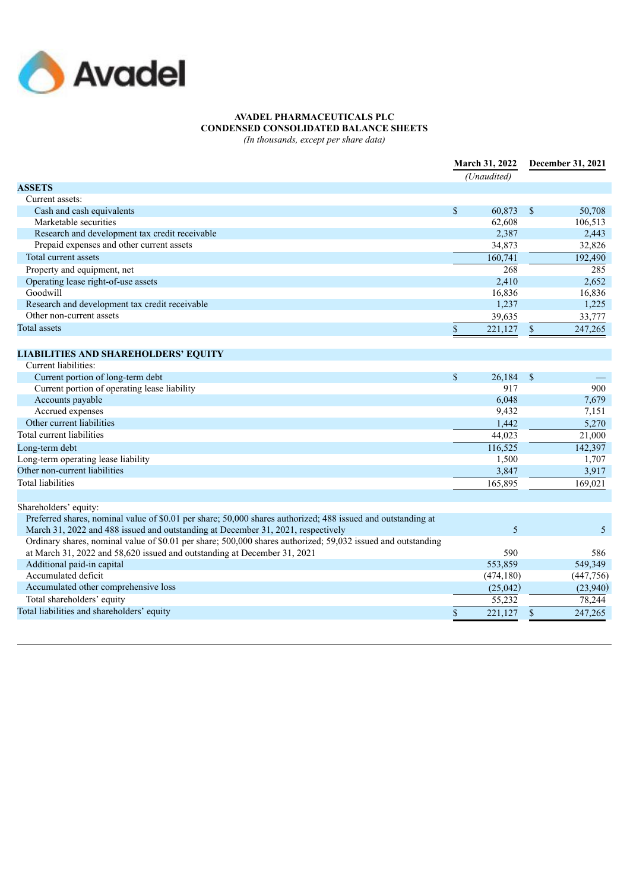Avadel

**AVADEL PHARMACEUTICALS PLC**
**CONDENSED CONSOLIDATED BALANCE SHEETS**
*(In thousands, except per share data)*

| | March 31, 2022 | December 31, 2021 |
|---|---|---|
| | *(Unaudited)* | |
| **ASSETS** | | |
| Current assets: | | |
| Cash and cash equivalents | $ 60,873 | $ 50,708 |
| Marketable securities | 62,608 | 106,513 |
| Research and development tax credit receivable | 2,387 | 2,443 |
| Prepaid expenses and other current assets | 34,873 | 32,826 |
| Total current assets | 160,741 | 192,490 |
| Property and equipment, net | 268 | 285 |
| Operating lease right-of-use assets | 2,410 | 2,652 |
| Goodwill | 16,836 | 16,836 |
| Research and development tax credit receivable | 1,237 | 1,225 |
| Other non-current assets | 39,635 | 33,777 |
| Total assets | $ 221,127 | $ 247,265 |
| | | |
| **LIABILITIES AND SHAREHOLDERS' EQUITY** | | |
| Current liabilities: | | |
| Current portion of long-term debt | $ 26,184 | $ — |
| Current portion of operating lease liability | 917 | 900 |
| Accounts payable | 6,048 | 7,679 |
| Accrued expenses | 9,432 | 7,151 |
| Other current liabilities | 1,442 | 5,270 |
| Total current liabilities | 44,023 | 21,000 |
| Long-term debt | 116,525 | 142,397 |
| Long-term operating lease liability | 1,500 | 1,707 |
| Other non-current liabilities | 3,847 | 3,917 |
| Total liabilities | 165,895 | 169,021 |
| | | |
| Shareholders' equity: | | |
| Preferred shares, nominal value of $0.01 per share; 50,000 shares authorized; 488 issued and outstanding at March 31, 2022 and 488 issued and outstanding at December 31, 2021, respectively | 5 | 5 |
| Ordinary shares, nominal value of $0.01 per share; 500,000 shares authorized; 59,032 issued and outstanding at March 31, 2022 and 58,620 issued and outstanding at December 31, 2021 | 590 | 586 |
| Additional paid-in capital | 553,859 | 549,349 |
| Accumulated deficit | (474,180) | (447,756) |
| Accumulated other comprehensive loss | (25,042) | (23,940) |
| Total shareholders' equity | 55,232 | 78,244 |
| Total liabilities and shareholders' equity | $ 221,127 | $ 247,265 |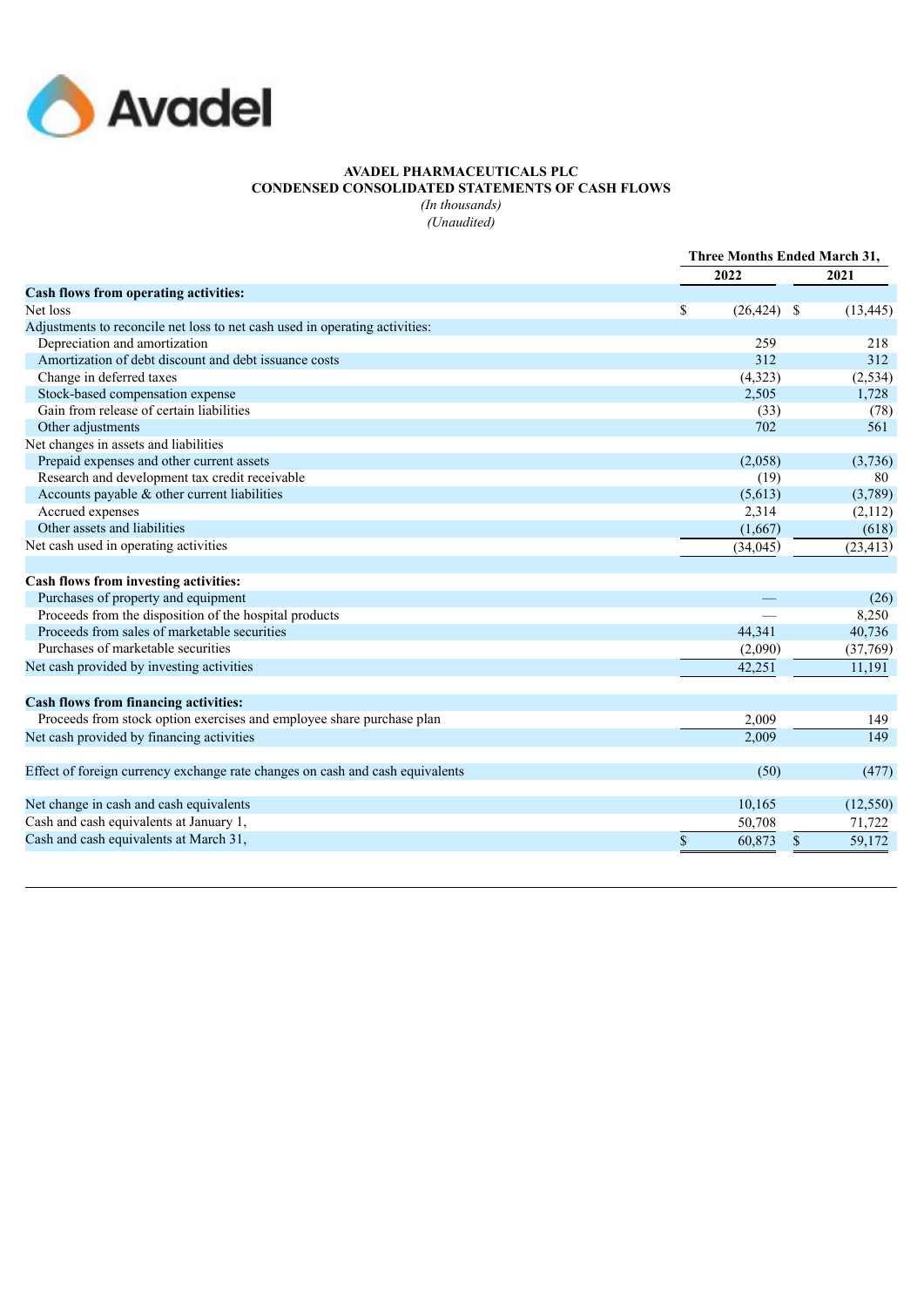**AVADEL PHARMACEUTICALS PLC**
**CONDENSED CONSOLIDATED STATEMENTS OF CASH FLOWS**
*(In thousands)*
*(Unaudited)*

| | Three Months Ended March 31, | |
|---|---|---|
| | 2022 | 2021 |
| **Cash flows from operating activities:** | | |
| Net loss | $ (26,424) | $ (13,445) |
| Adjustments to reconcile net loss to net cash used in operating activities: | | |
| Depreciation and amortization | 259 | 218 |
| Amortization of debt discount and debt issuance costs | 312 | 312 |
| Change in deferred taxes | (4,323) | (2,534) |
| Stock-based compensation expense | 2,505 | 1,728 |
| Gain from release of certain liabilities | (33) | (78) |
| Other adjustments | 702 | 561 |
| Net changes in assets and liabilities | | |
| Prepaid expenses and other current assets | (2,058) | (3,736) |
| Research and development tax credit receivable | (19) | 80 |
| Accounts payable & other current liabilities | (5,613) | (3,789) |
| Accrued expenses | 2,314 | (2,112) |
| Other assets and liabilities | (1,667) | (618) |
| Net cash used in operating activities | (34,045) | (23,413) |
| | | |
| **Cash flows from investing activities:** | | |
| Purchases of property and equipment | — | (26) |
| Proceeds from the disposition of the hospital products | — | 8,250 |
| Proceeds from sales of marketable securities | 44,341 | 40,736 |
| Purchases of marketable securities | (2,090) | (37,769) |
| Net cash provided by investing activities | 42,251 | 11,191 |
| | | |
| **Cash flows from financing activities:** | | |
| Proceeds from stock option exercises and employee share purchase plan | 2,009 | 149 |
| Net cash provided by financing activities | 2,009 | 149 |
| | | |
| Effect of foreign currency exchange rate changes on cash and cash equivalents | (50) | (477) |
| | | |
| Net change in cash and cash equivalents | 10,165 | (12,550) |
| Cash and cash equivalents at January 1, | 50,708 | 71,722 |
| Cash and cash equivalents at March 31, | $ 60,873 | $ 59,172 |